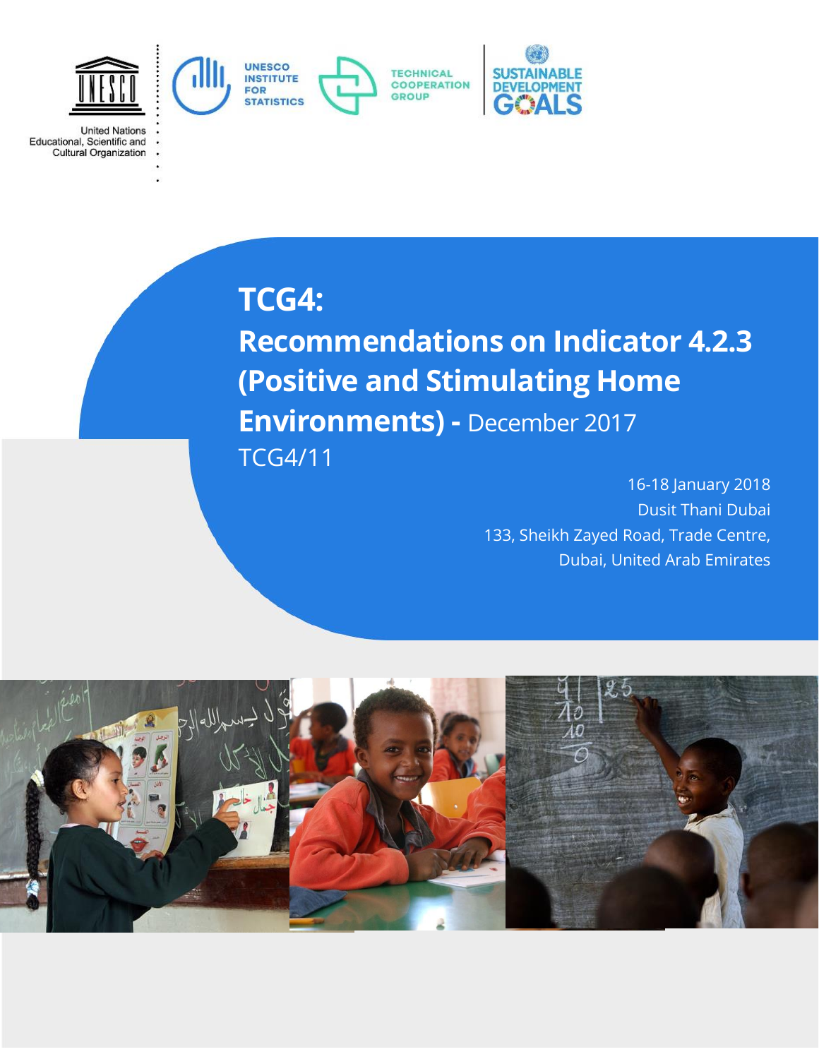United Nations
Educational, Scientific and
Cultural Organization

UNESCO INSTITUTE FOR STATISTICS

TECHNICAL COOPERATION GROUP

SUSTAINABLE DEVELOPMENT GOALS

# TCG4: Recommendations on Indicator 4.2.3 (Positive and Stimulating Home Environments) - December 2017

TCG4/11

16-18 January 2018
Dusit Thani Dubai
133, Sheikh Zayed Road, Trade Centre,
Dubai, United Arab Emirates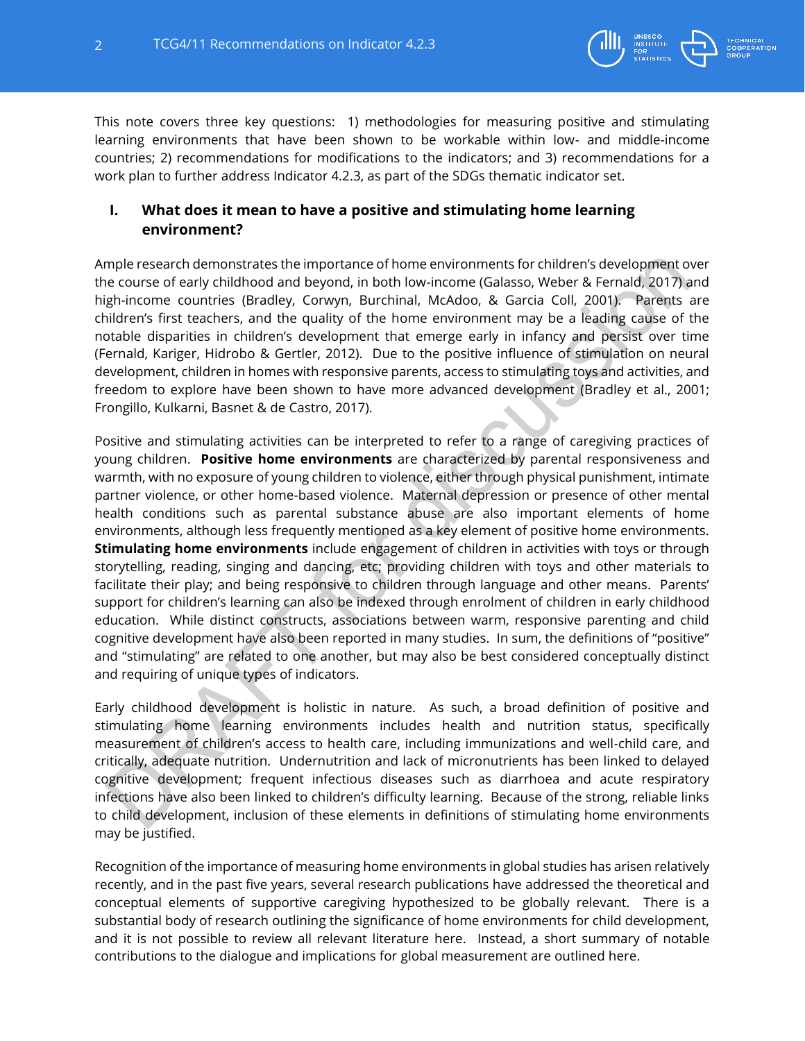This note covers three key questions: 1) methodologies for measuring positive and stimulating learning environments that have been shown to be workable within low- and middle-income countries; 2) recommendations for modifications to the indicators; and 3) recommendations for a work plan to further address Indicator 4.2.3, as part of the SDGs thematic indicator set.

## I. What does it mean to have a positive and stimulating home learning environment?

Ample research demonstrates the importance of home environments for children's development over the course of early childhood and beyond, in both low-income (Galasso, Weber & Fernald, 2017) and high-income countries (Bradley, Corwyn, Burchinal, McAdoo, & Garcia Coll, 2001). Parents are children's first teachers, and the quality of the home environment may be a leading cause of the notable disparities in children's development that emerge early in infancy and persist over time (Fernald, Kariger, Hidrobo & Gertler, 2012). Due to the positive influence of stimulation on neural development, children in homes with responsive parents, access to stimulating toys and activities, and freedom to explore have been shown to have more advanced development (Bradley et al., 2001; Frongillo, Kulkarni, Basnet & de Castro, 2017).

Positive and stimulating activities can be interpreted to refer to a range of caregiving practices of young children. **Positive home environments** are characterized by parental responsiveness and warmth, with no exposure of young children to violence, either through physical punishment, intimate partner violence, or other home-based violence. Maternal depression or presence of other mental health conditions such as parental substance abuse are also important elements of home environments, although less frequently mentioned as a key element of positive home environments. **Stimulating home environments** include engagement of children in activities with toys or through storytelling, reading, singing and dancing, etc; providing children with toys and other materials to facilitate their play; and being responsive to children through language and other means. Parents' support for children's learning can also be indexed through enrolment of children in early childhood education. While distinct constructs, associations between warm, responsive parenting and child cognitive development have also been reported in many studies. In sum, the definitions of "positive" and "stimulating" are related to one another, but may also be best considered conceptually distinct and requiring of unique types of indicators.

Early childhood development is holistic in nature. As such, a broad definition of positive and stimulating home learning environments includes health and nutrition status, specifically measurement of children's access to health care, including immunizations and well-child care, and critically, adequate nutrition. Undernutrition and lack of micronutrients has been linked to delayed cognitive development; frequent infectious diseases such as diarrhoea and acute respiratory infections have also been linked to children's difficulty learning. Because of the strong, reliable links to child development, inclusion of these elements in definitions of stimulating home environments may be justified.

Recognition of the importance of measuring home environments in global studies has arisen relatively recently, and in the past five years, several research publications have addressed the theoretical and conceptual elements of supportive caregiving hypothesized to be globally relevant. There is a substantial body of research outlining the significance of home environments for child development, and it is not possible to review all relevant literature here. Instead, a short summary of notable contributions to the dialogue and implications for global measurement are outlined here.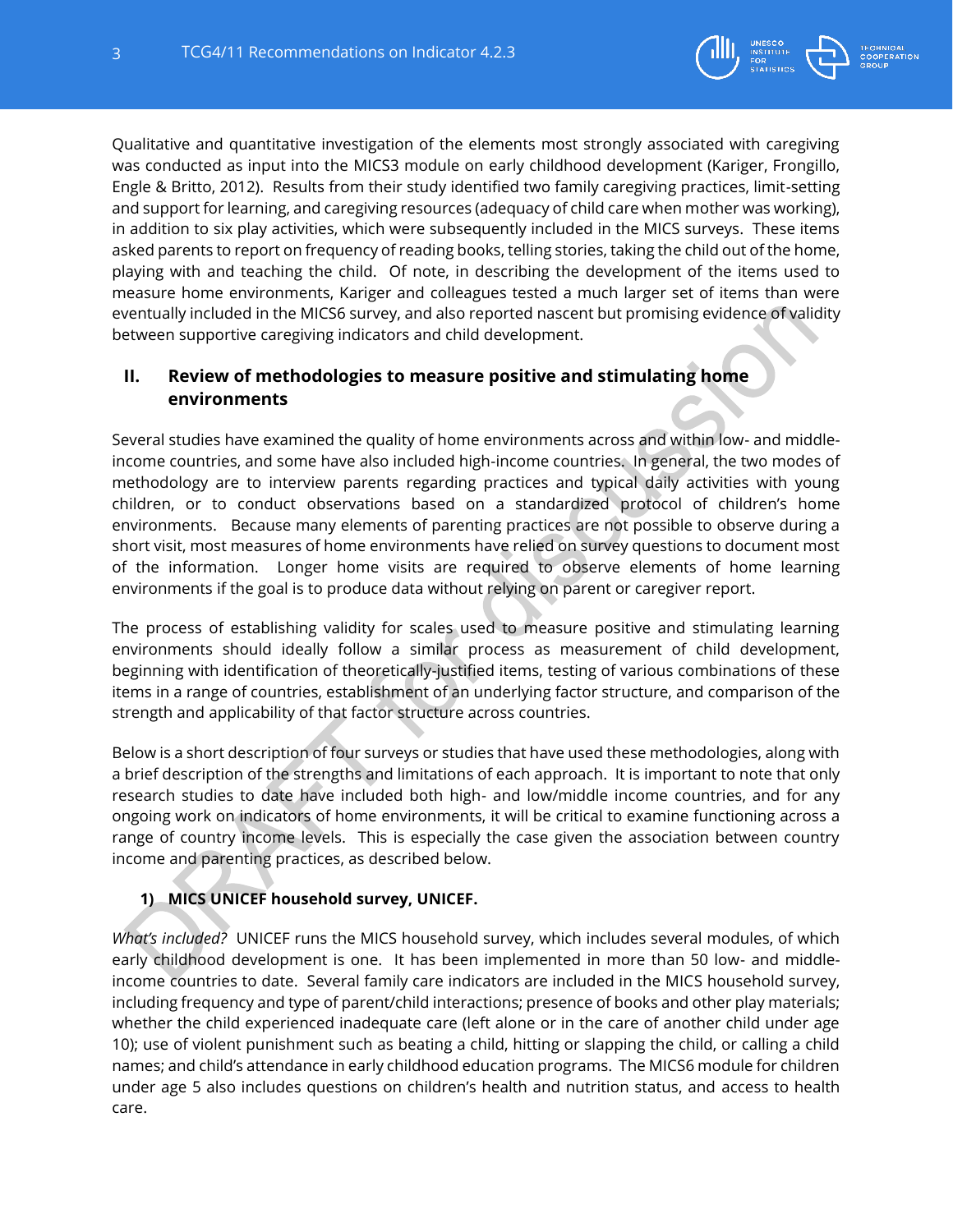Qualitative and quantitative investigation of the elements most strongly associated with caregiving was conducted as input into the MICS3 module on early childhood development (Kariger, Frongillo, Engle & Britto, 2012). Results from their study identified two family caregiving practices, limit-setting and support for learning, and caregiving resources (adequacy of child care when mother was working), in addition to six play activities, which were subsequently included in the MICS surveys. These items asked parents to report on frequency of reading books, telling stories, taking the child out of the home, playing with and teaching the child. Of note, in describing the development of the items used to measure home environments, Kariger and colleagues tested a much larger set of items than were eventually included in the MICS6 survey, and also reported nascent but promising evidence of validity between supportive caregiving indicators and child development.

## II. Review of methodologies to measure positive and stimulating home environments

Several studies have examined the quality of home environments across and within low- and middle-income countries, and some have also included high-income countries. In general, the two modes of methodology are to interview parents regarding practices and typical daily activities with young children, or to conduct observations based on a standardized protocol of children's home environments. Because many elements of parenting practices are not possible to observe during a short visit, most measures of home environments have relied on survey questions to document most of the information. Longer home visits are required to observe elements of home learning environments if the goal is to produce data without relying on parent or caregiver report.

The process of establishing validity for scales used to measure positive and stimulating learning environments should ideally follow a similar process as measurement of child development, beginning with identification of theoretically-justified items, testing of various combinations of these items in a range of countries, establishment of an underlying factor structure, and comparison of the strength and applicability of that factor structure across countries.

Below is a short description of four surveys or studies that have used these methodologies, along with a brief description of the strengths and limitations of each approach. It is important to note that only research studies to date have included both high- and low/middle income countries, and for any ongoing work on indicators of home environments, it will be critical to examine functioning across a range of country income levels. This is especially the case given the association between country income and parenting practices, as described below.

### 1) MICS UNICEF household survey, UNICEF.

*What's included?* UNICEF runs the MICS household survey, which includes several modules, of which early childhood development is one. It has been implemented in more than 50 low- and middle-income countries to date. Several family care indicators are included in the MICS household survey, including frequency and type of parent/child interactions; presence of books and other play materials; whether the child experienced inadequate care (left alone or in the care of another child under age 10); use of violent punishment such as beating a child, hitting or slapping the child, or calling a child names; and child's attendance in early childhood education programs. The MICS6 module for children under age 5 also includes questions on children's health and nutrition status, and access to health care.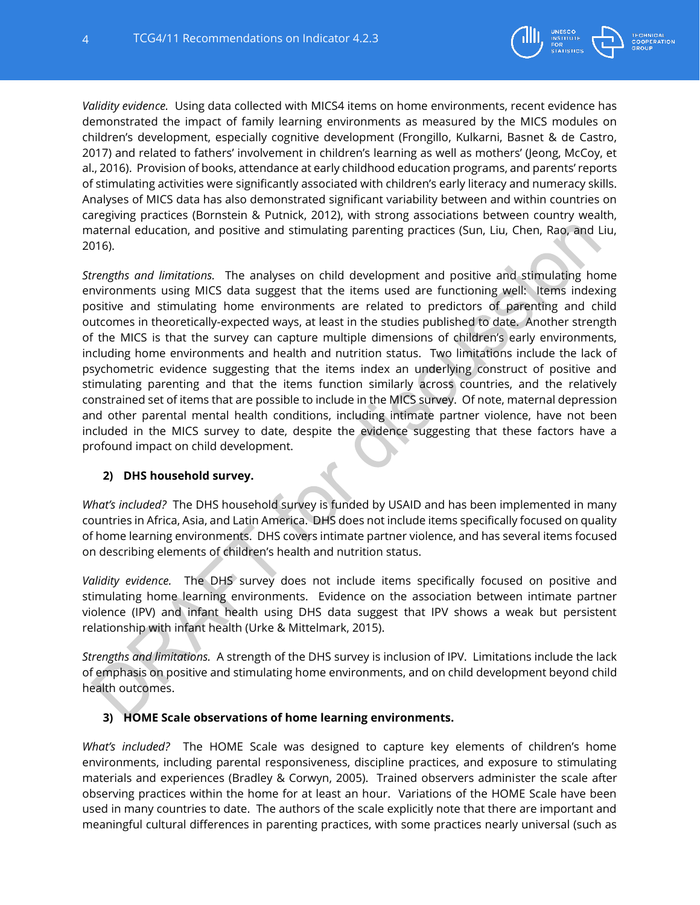*Validity evidence.* Using data collected with MICS4 items on home environments, recent evidence has demonstrated the impact of family learning environments as measured by the MICS modules on children's development, especially cognitive development (Frongillo, Kulkarni, Basnet & de Castro, 2017) and related to fathers' involvement in children's learning as well as mothers' (Jeong, McCoy, et al., 2016). Provision of books, attendance at early childhood education programs, and parents' reports of stimulating activities were significantly associated with children's early literacy and numeracy skills. Analyses of MICS data has also demonstrated significant variability between and within countries on caregiving practices (Bornstein & Putnick, 2012), with strong associations between country wealth, maternal education, and positive and stimulating parenting practices (Sun, Liu, Chen, Rao, and Liu, 2016).

*Strengths and limitations.* The analyses on child development and positive and stimulating home environments using MICS data suggest that the items used are functioning well: Items indexing positive and stimulating home environments are related to predictors of parenting and child outcomes in theoretically-expected ways, at least in the studies published to date. Another strength of the MICS is that the survey can capture multiple dimensions of children's early environments, including home environments and health and nutrition status. Two limitations include the lack of psychometric evidence suggesting that the items index an underlying construct of positive and stimulating parenting and that the items function similarly across countries, and the relatively constrained set of items that are possible to include in the MICS survey. Of note, maternal depression and other parental mental health conditions, including intimate partner violence, have not been included in the MICS survey to date, despite the evidence suggesting that these factors have a profound impact on child development.

**2) DHS household survey.**

*What's included?* The DHS household survey is funded by USAID and has been implemented in many countries in Africa, Asia, and Latin America. DHS does not include items specifically focused on quality of home learning environments. DHS covers intimate partner violence, and has several items focused on describing elements of children's health and nutrition status.

*Validity evidence.* The DHS survey does not include items specifically focused on positive and stimulating home learning environments. Evidence on the association between intimate partner violence (IPV) and infant health using DHS data suggest that IPV shows a weak but persistent relationship with infant health (Urke & Mittelmark, 2015).

*Strengths and limitations.* A strength of the DHS survey is inclusion of IPV. Limitations include the lack of emphasis on positive and stimulating home environments, and on child development beyond child health outcomes.

**3) HOME Scale observations of home learning environments.**

*What's included?* The HOME Scale was designed to capture key elements of children's home environments, including parental responsiveness, discipline practices, and exposure to stimulating materials and experiences (Bradley & Corwyn, 2005). Trained observers administer the scale after observing practices within the home for at least an hour. Variations of the HOME Scale have been used in many countries to date. The authors of the scale explicitly note that there are important and meaningful cultural differences in parenting practices, with some practices nearly universal (such as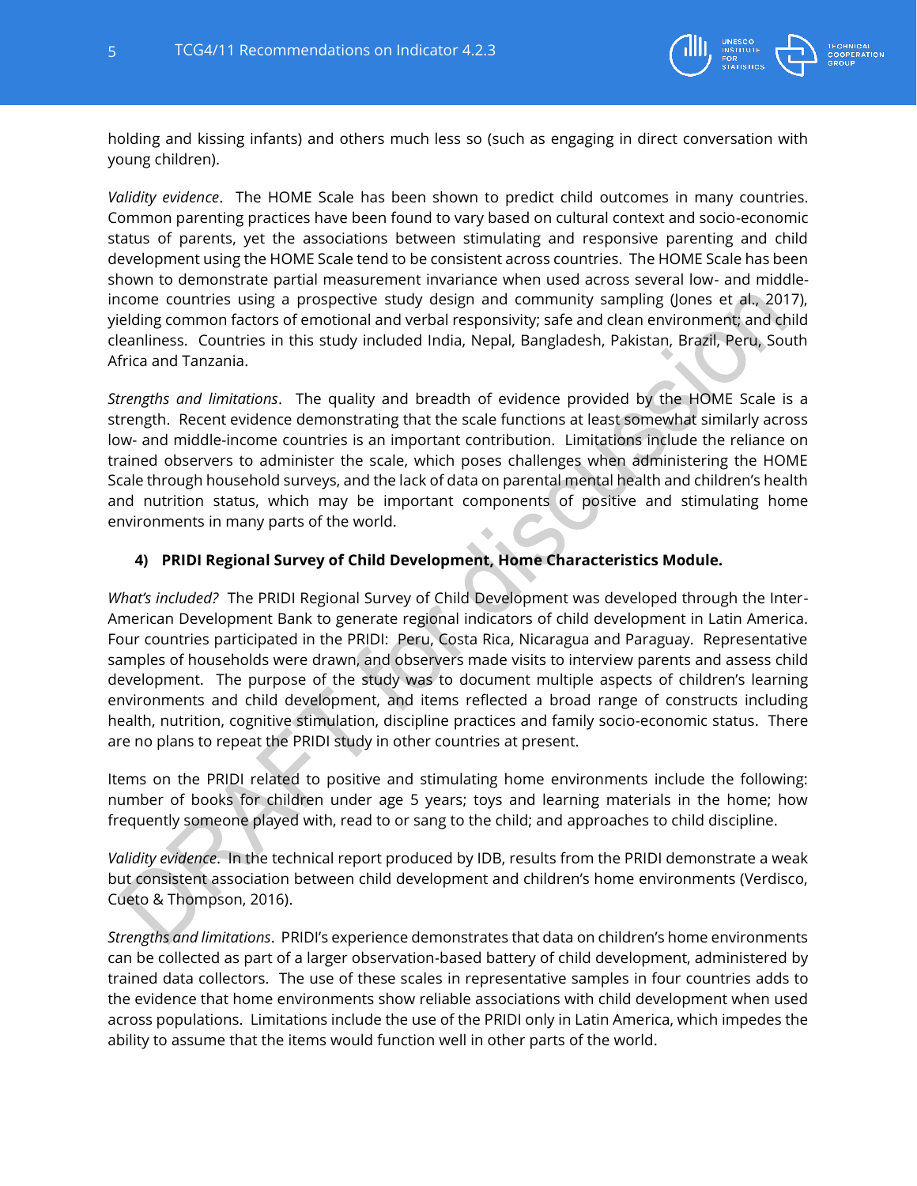holding and kissing infants) and others much less so (such as engaging in direct conversation with young children).

*Validity evidence*. The HOME Scale has been shown to predict child outcomes in many countries. Common parenting practices have been found to vary based on cultural context and socio-economic status of parents, yet the associations between stimulating and responsive parenting and child development using the HOME Scale tend to be consistent across countries. The HOME Scale has been shown to demonstrate partial measurement invariance when used across several low- and middle-income countries using a prospective study design and community sampling (Jones et al., 2017), yielding common factors of emotional and verbal responsivity; safe and clean environment; and child cleanliness. Countries in this study included India, Nepal, Bangladesh, Pakistan, Brazil, Peru, South Africa and Tanzania.

*Strengths and limitations*. The quality and breadth of evidence provided by the HOME Scale is a strength. Recent evidence demonstrating that the scale functions at least somewhat similarly across low- and middle-income countries is an important contribution. Limitations include the reliance on trained observers to administer the scale, which poses challenges when administering the HOME Scale through household surveys, and the lack of data on parental mental health and children's health and nutrition status, which may be important components of positive and stimulating home environments in many parts of the world.

**4) PRIDI Regional Survey of Child Development, Home Characteristics Module.**

*What's included?* The PRIDI Regional Survey of Child Development was developed through the Inter-American Development Bank to generate regional indicators of child development in Latin America. Four countries participated in the PRIDI: Peru, Costa Rica, Nicaragua and Paraguay. Representative samples of households were drawn, and observers made visits to interview parents and assess child development. The purpose of the study was to document multiple aspects of children's learning environments and child development, and items reflected a broad range of constructs including health, nutrition, cognitive stimulation, discipline practices and family socio-economic status. There are no plans to repeat the PRIDI study in other countries at present.

Items on the PRIDI related to positive and stimulating home environments include the following: number of books for children under age 5 years; toys and learning materials in the home; how frequently someone played with, read to or sang to the child; and approaches to child discipline.

*Validity evidence*. In the technical report produced by IDB, results from the PRIDI demonstrate a weak but consistent association between child development and children's home environments (Verdisco, Cueto & Thompson, 2016).

*Strengths and limitations*. PRIDI's experience demonstrates that data on children's home environments can be collected as part of a larger observation-based battery of child development, administered by trained data collectors. The use of these scales in representative samples in four countries adds to the evidence that home environments show reliable associations with child development when used across populations. Limitations include the use of the PRIDI only in Latin America, which impedes the ability to assume that the items would function well in other parts of the world.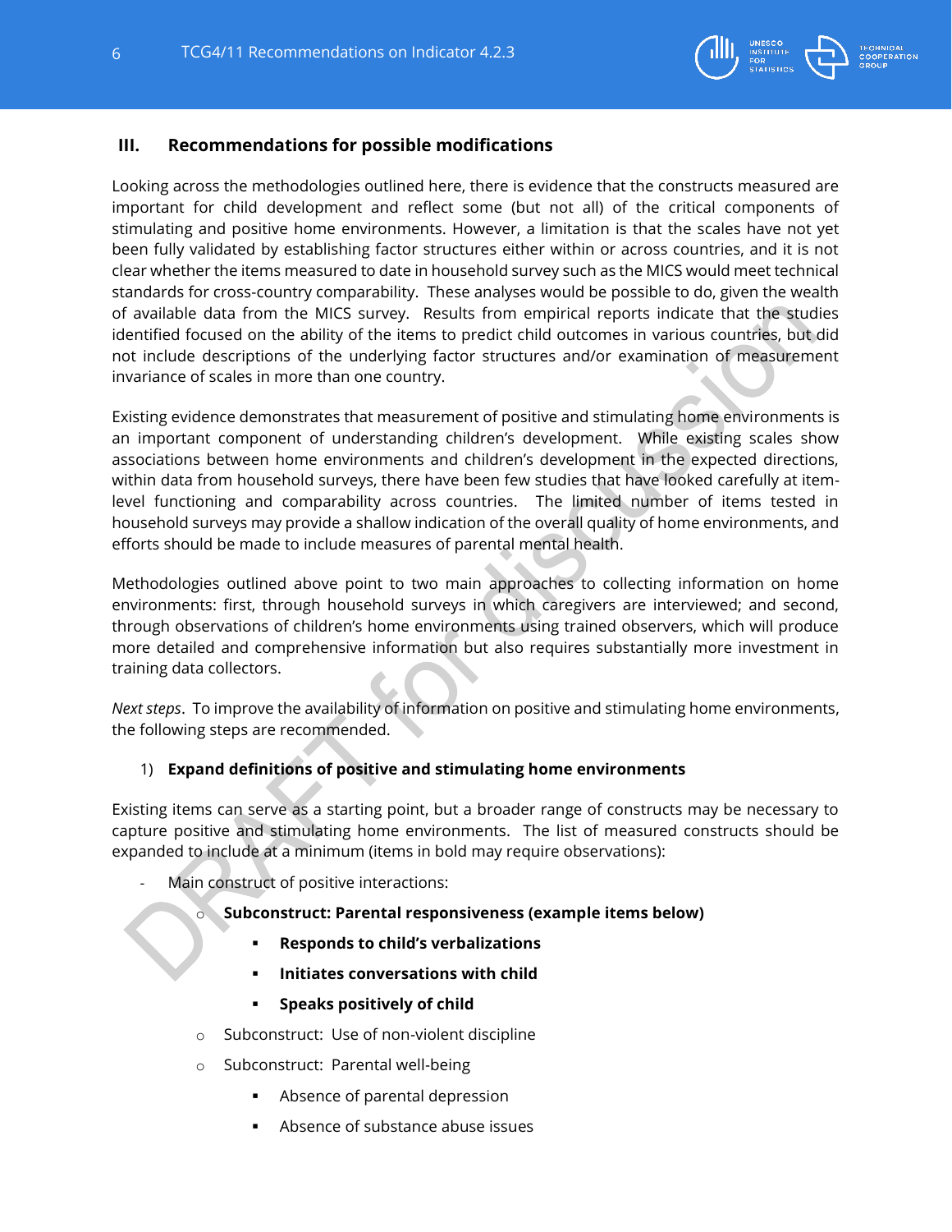## III. Recommendations for possible modifications

Looking across the methodologies outlined here, there is evidence that the constructs measured are important for child development and reflect some (but not all) of the critical components of stimulating and positive home environments. However, a limitation is that the scales have not yet been fully validated by establishing factor structures either within or across countries, and it is not clear whether the items measured to date in household survey such as the MICS would meet technical standards for cross-country comparability. These analyses would be possible to do, given the wealth of available data from the MICS survey. Results from empirical reports indicate that the studies identified focused on the ability of the items to predict child outcomes in various countries, but did not include descriptions of the underlying factor structures and/or examination of measurement invariance of scales in more than one country.

Existing evidence demonstrates that measurement of positive and stimulating home environments is an important component of understanding children's development. While existing scales show associations between home environments and children's development in the expected directions, within data from household surveys, there have been few studies that have looked carefully at item-level functioning and comparability across countries. The limited number of items tested in household surveys may provide a shallow indication of the overall quality of home environments, and efforts should be made to include measures of parental mental health.

Methodologies outlined above point to two main approaches to collecting information on home environments: first, through household surveys in which caregivers are interviewed; and second, through observations of children's home environments using trained observers, which will produce more detailed and comprehensive information but also requires substantially more investment in training data collectors.

*Next steps*. To improve the availability of information on positive and stimulating home environments, the following steps are recommended.

1) **Expand definitions of positive and stimulating home environments**

Existing items can serve as a starting point, but a broader range of constructs may be necessary to capture positive and stimulating home environments. The list of measured constructs should be expanded to include at a minimum (items in bold may require observations):

- Main construct of positive interactions:
  - **Subconstruct: Parental responsiveness (example items below)**
    - **Responds to child's verbalizations**
    - **Initiates conversations with child**
    - **Speaks positively of child**
  - Subconstruct: Use of non-violent discipline
  - Subconstruct: Parental well-being
    - Absence of parental depression
    - Absence of substance abuse issues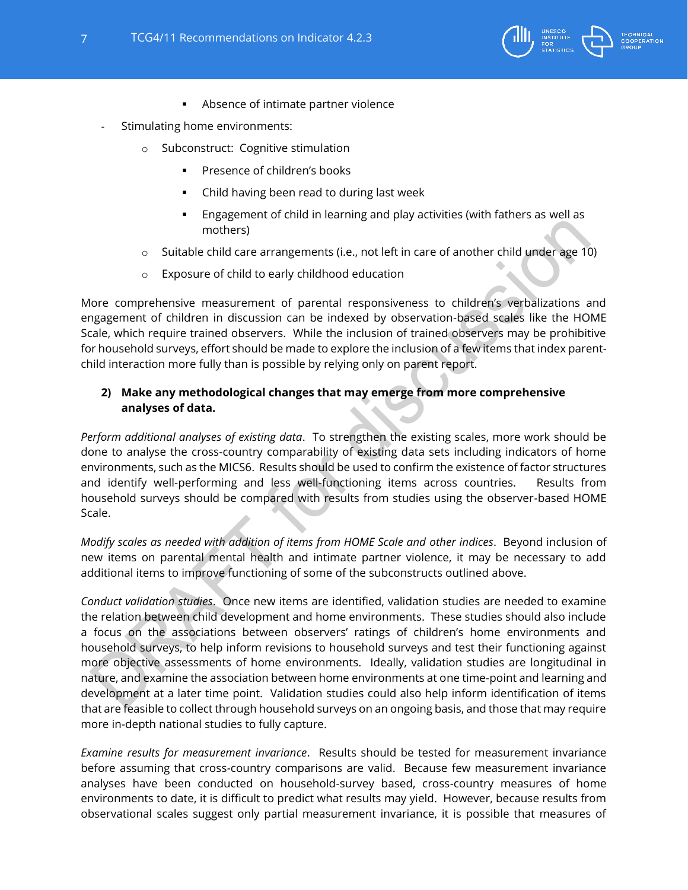- Absence of intimate partner violence
- Stimulating home environments:
    - Subconstruct: Cognitive stimulation
        - Presence of children's books
        - Child having been read to during last week
        - Engagement of child in learning and play activities (with fathers as well as mothers)
    - Suitable child care arrangements (i.e., not left in care of another child under age 10)
    - Exposure of child to early childhood education

More comprehensive measurement of parental responsiveness to children's verbalizations and engagement of children in discussion can be indexed by observation-based scales like the HOME Scale, which require trained observers. While the inclusion of trained observers may be prohibitive for household surveys, effort should be made to explore the inclusion of a few items that index parent-child interaction more fully than is possible by relying only on parent report.

**2) Make any methodological changes that may emerge from more comprehensive analyses of data.**

*Perform additional analyses of existing data*. To strengthen the existing scales, more work should be done to analyse the cross-country comparability of existing data sets including indicators of home environments, such as the MICS6. Results should be used to confirm the existence of factor structures and identify well-performing and less well-functioning items across countries. Results from household surveys should be compared with results from studies using the observer-based HOME Scale.

*Modify scales as needed with addition of items from HOME Scale and other indices*. Beyond inclusion of new items on parental mental health and intimate partner violence, it may be necessary to add additional items to improve functioning of some of the subconstructs outlined above.

*Conduct validation studies*. Once new items are identified, validation studies are needed to examine the relation between child development and home environments. These studies should also include a focus on the associations between observers' ratings of children's home environments and household surveys, to help inform revisions to household surveys and test their functioning against more objective assessments of home environments. Ideally, validation studies are longitudinal in nature, and examine the association between home environments at one time-point and learning and development at a later time point. Validation studies could also help inform identification of items that are feasible to collect through household surveys on an ongoing basis, and those that may require more in-depth national studies to fully capture.

*Examine results for measurement invariance*. Results should be tested for measurement invariance before assuming that cross-country comparisons are valid. Because few measurement invariance analyses have been conducted on household-survey based, cross-country measures of home environments to date, it is difficult to predict what results may yield. However, because results from observational scales suggest only partial measurement invariance, it is possible that measures of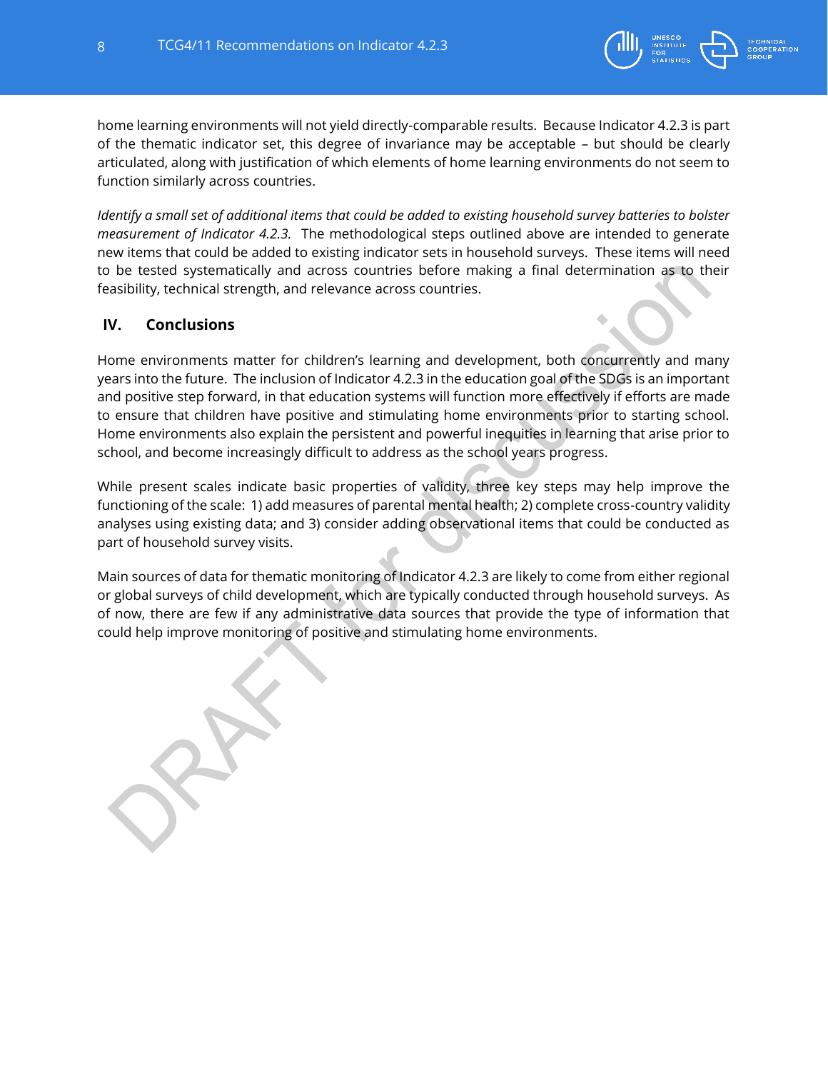home learning environments will not yield directly-comparable results. Because Indicator 4.2.3 is part of the thematic indicator set, this degree of invariance may be acceptable – but should be clearly articulated, along with justification of which elements of home learning environments do not seem to function similarly across countries.

*Identify a small set of additional items that could be added to existing household survey batteries to bolster measurement of Indicator 4.2.3.* The methodological steps outlined above are intended to generate new items that could be added to existing indicator sets in household surveys. These items will need to be tested systematically and across countries before making a final determination as to their feasibility, technical strength, and relevance across countries.

## IV. Conclusions

Home environments matter for children's learning and development, both concurrently and many years into the future. The inclusion of Indicator 4.2.3 in the education goal of the SDGs is an important and positive step forward, in that education systems will function more effectively if efforts are made to ensure that children have positive and stimulating home environments prior to starting school. Home environments also explain the persistent and powerful inequities in learning that arise prior to school, and become increasingly difficult to address as the school years progress.

While present scales indicate basic properties of validity, three key steps may help improve the functioning of the scale: 1) add measures of parental mental health; 2) complete cross-country validity analyses using existing data; and 3) consider adding observational items that could be conducted as part of household survey visits.

Main sources of data for thematic monitoring of Indicator 4.2.3 are likely to come from either regional or global surveys of child development, which are typically conducted through household surveys. As of now, there are few if any administrative data sources that provide the type of information that could help improve monitoring of positive and stimulating home environments.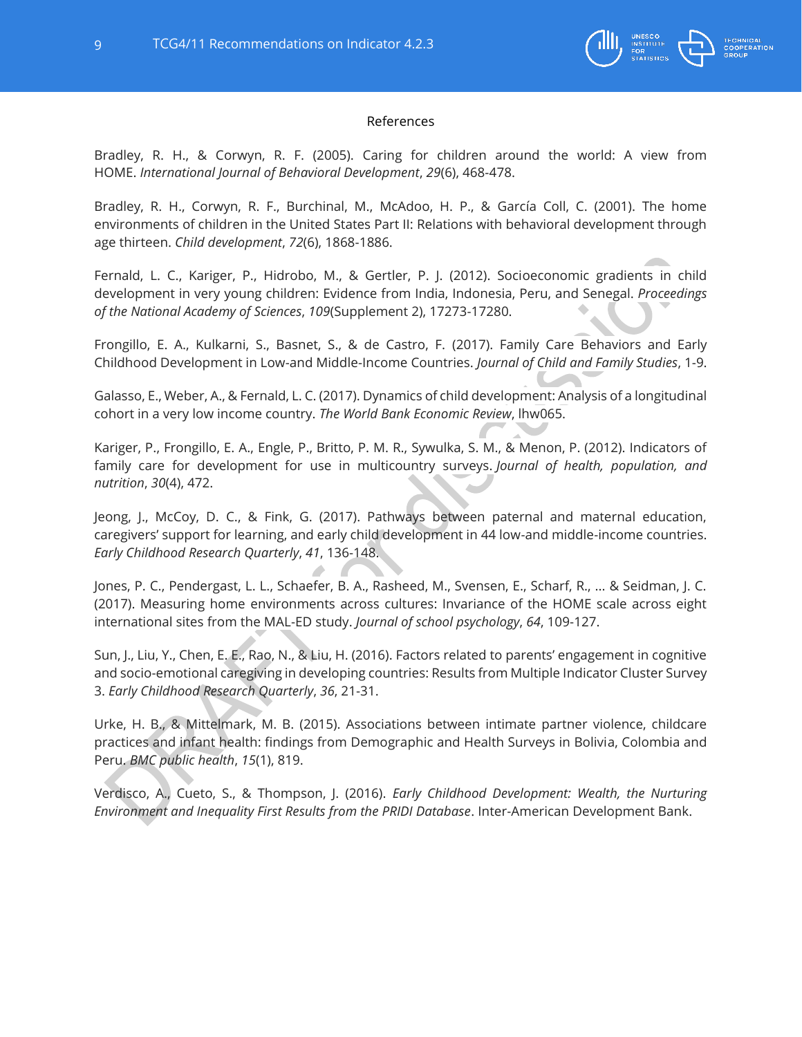## References

Bradley, R. H., & Corwyn, R. F. (2005). Caring for children around the world: A view from HOME. *International Journal of Behavioral Development*, *29*(6), 468-478.

Bradley, R. H., Corwyn, R. F., Burchinal, M., McAdoo, H. P., & García Coll, C. (2001). The home environments of children in the United States Part II: Relations with behavioral development through age thirteen. *Child development*, *72*(6), 1868-1886.

Fernald, L. C., Kariger, P., Hidrobo, M., & Gertler, P. J. (2012). Socioeconomic gradients in child development in very young children: Evidence from India, Indonesia, Peru, and Senegal. *Proceedings of the National Academy of Sciences*, *109*(Supplement 2), 17273-17280.

Frongillo, E. A., Kulkarni, S., Basnet, S., & de Castro, F. (2017). Family Care Behaviors and Early Childhood Development in Low-and Middle-Income Countries. *Journal of Child and Family Studies*, 1-9.

Galasso, E., Weber, A., & Fernald, L. C. (2017). Dynamics of child development: Analysis of a longitudinal cohort in a very low income country. *The World Bank Economic Review*, lhw065.

Kariger, P., Frongillo, E. A., Engle, P., Britto, P. M. R., Sywulka, S. M., & Menon, P. (2012). Indicators of family care for development for use in multicountry surveys. *Journal of health, population, and nutrition*, *30*(4), 472.

Jeong, J., McCoy, D. C., & Fink, G. (2017). Pathways between paternal and maternal education, caregivers' support for learning, and early child development in 44 low-and middle-income countries. *Early Childhood Research Quarterly*, *41*, 136-148.

Jones, P. C., Pendergast, L. L., Schaefer, B. A., Rasheed, M., Svensen, E., Scharf, R., ... & Seidman, J. C. (2017). Measuring home environments across cultures: Invariance of the HOME scale across eight international sites from the MAL-ED study. *Journal of school psychology*, *64*, 109-127.

Sun, J., Liu, Y., Chen, E. E., Rao, N., & Liu, H. (2016). Factors related to parents' engagement in cognitive and socio-emotional caregiving in developing countries: Results from Multiple Indicator Cluster Survey 3. *Early Childhood Research Quarterly*, *36*, 21-31.

Urke, H. B., & Mittelmark, M. B. (2015). Associations between intimate partner violence, childcare practices and infant health: findings from Demographic and Health Surveys in Bolivia, Colombia and Peru. *BMC public health*, *15*(1), 819.

Verdisco, A., Cueto, S., & Thompson, J. (2016). *Early Childhood Development: Wealth, the Nurturing Environment and Inequality First Results from the PRIDI Database*. Inter-American Development Bank.